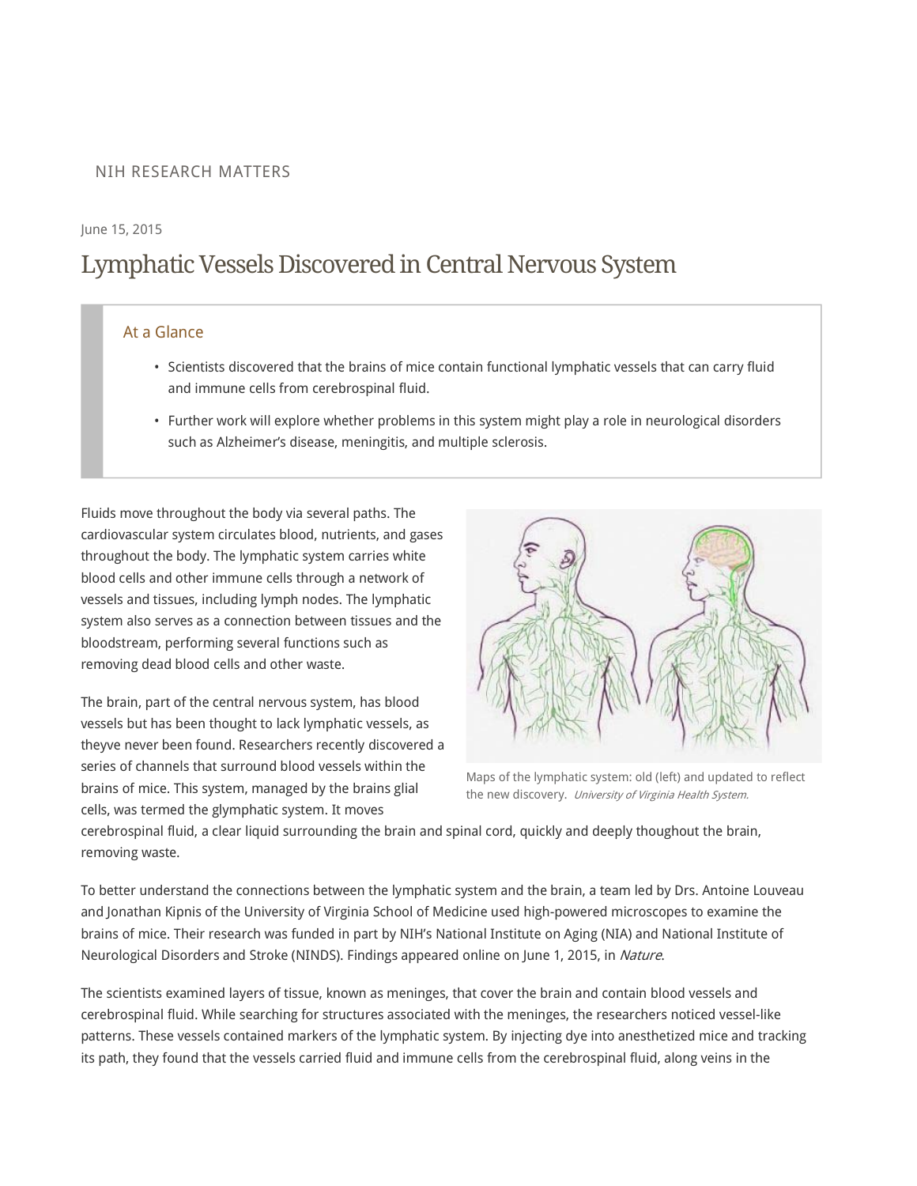NIH RESEARCH MATTERS

June 15, 2015

# Lymphatic Vessels Discovered in Central Nervous System

## At a Glance

- Scientists discovered that the brains of mice contain functional lymphatic vessels that can carry fluid and immune cells from cerebrospinal fluid.
- Further work will explore whether problems in this system might play a role in neurological disorders such as Alzheimer's disease, meningitis, and multiple sclerosis.

Fluids move throughout the body via several paths. The cardiovascular system circulates blood, nutrients, and gases throughout the body. The lymphatic system carries white blood cells and other immune cells through a network of vessels and tissues, including lymph nodes. The lymphatic system also serves as a connection between tissues and the bloodstream, performing several functions such as removing dead blood cells and other waste.

Maps of the lymphatic system: old (left) and updated to reflect the new discovery. *University of Virginia Health System.*

The brain, part of the central nervous system, has blood vessels but has been thought to lack lymphatic vessels, as theyve never been found. Researchers recently discovered a series of channels that surround blood vessels within the brains of mice. This system, managed by the brains glial cells, was termed the glymphatic system. It moves cerebrospinal fluid, a clear liquid surrounding the brain and spinal cord, quickly and deeply thoughout the brain, removing waste.

To better understand the connections between the lymphatic system and the brain, a team led by Drs. Antoine Louveau and Jonathan Kipnis of the University of Virginia School of Medicine used high-powered microscopes to examine the brains of mice. Their research was funded in part by NIH's National Institute on Aging (NIA) and National Institute of Neurological Disorders and Stroke (NINDS). Findings appeared online on June 1, 2015, in *Nature*.

The scientists examined layers of tissue, known as meninges, that cover the brain and contain blood vessels and cerebrospinal fluid. While searching for structures associated with the meninges, the researchers noticed vessel-like patterns. These vessels contained markers of the lymphatic system. By injecting dye into anesthetized mice and tracking its path, they found that the vessels carried fluid and immune cells from the cerebrospinal fluid, along veins in the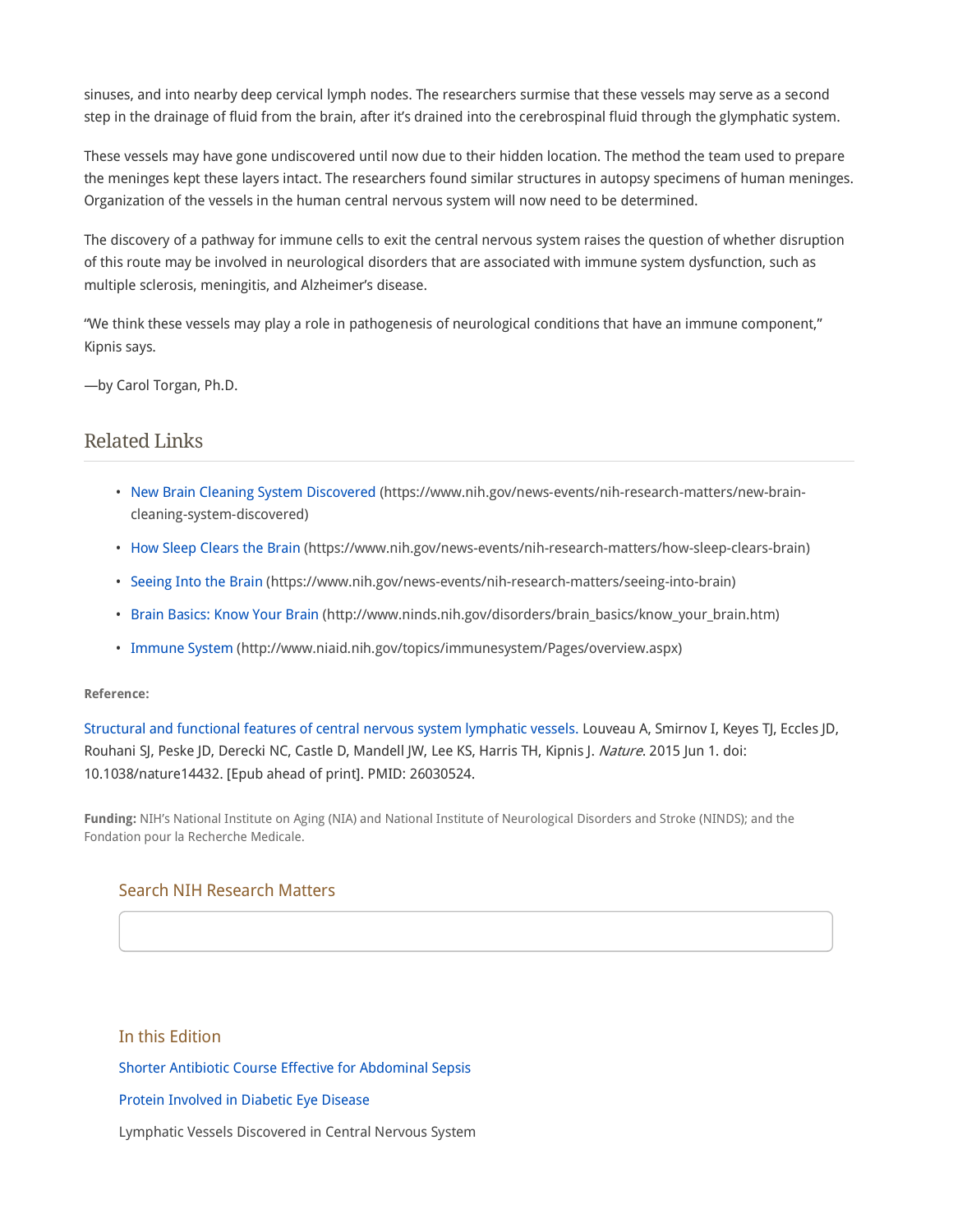sinuses, and into nearby deep cervical lymph nodes. The researchers surmise that these vessels may serve as a second step in the drainage of fluid from the brain, after it's drained into the cerebrospinal fluid through the glymphatic system.

These vessels may have gone undiscovered until now due to their hidden location. The method the team used to prepare the meninges kept these layers intact. The researchers found similar structures in autopsy specimens of human meninges. Organization of the vessels in the human central nervous system will now need to be determined.

The discovery of a pathway for immune cells to exit the central nervous system raises the question of whether disruption of this route may be involved in neurological disorders that are associated with immune system dysfunction, such as multiple sclerosis, meningitis, and Alzheimer's disease.

"We think these vessels may play a role in pathogenesis of neurological conditions that have an immune component," Kipnis says.

—by Carol Torgan, Ph.D.

## Related Links

- New Brain Cleaning System Discovered (https://www.nih.gov/news-events/nih-research-matters/new-brain-cleaning-system-discovered)
- How Sleep Clears the Brain (https://www.nih.gov/news-events/nih-research-matters/how-sleep-clears-brain)
- Seeing Into the Brain (https://www.nih.gov/news-events/nih-research-matters/seeing-into-brain)
- Brain Basics: Know Your Brain (http://www.ninds.nih.gov/disorders/brain_basics/know_your_brain.htm)
- Immune System (http://www.niaid.nih.gov/topics/immunesystem/Pages/overview.aspx)

**Reference:**

Structural and functional features of central nervous system lymphatic vessels. Louveau A, Smirnov I, Keyes TJ, Eccles JD, Rouhani SJ, Peske JD, Derecki NC, Castle D, Mandell JW, Lee KS, Harris TH, Kipnis J. *Nature*. 2015 Jun 1. doi: 10.1038/nature14432. [Epub ahead of print]. PMID: 26030524.

**Funding:** NIH's National Institute on Aging (NIA) and National Institute of Neurological Disorders and Stroke (NINDS); and the Fondation pour la Recherche Medicale.

### Search NIH Research Matters

### In this Edition

Shorter Antibiotic Course Effective for Abdominal Sepsis

Protein Involved in Diabetic Eye Disease

Lymphatic Vessels Discovered in Central Nervous System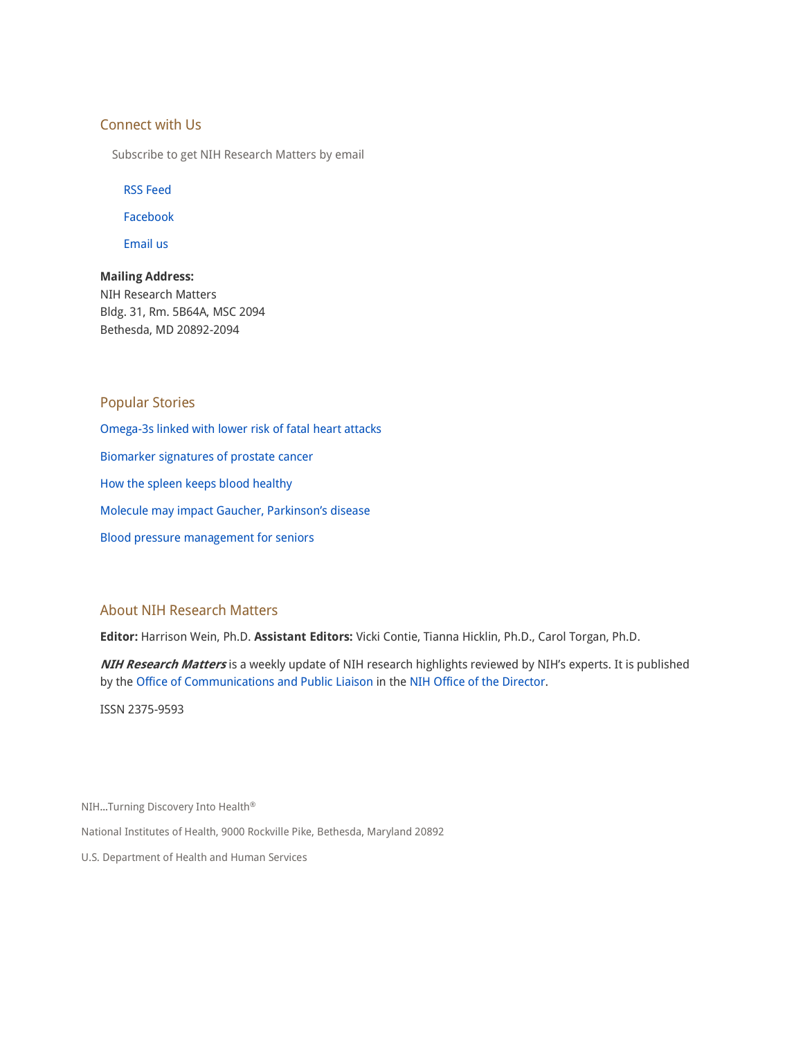## Connect with Us

Subscribe to get NIH Research Matters by email

- RSS Feed
- Facebook
- Email us

**Mailing Address:**
NIH Research Matters
Bldg. 31, Rm. 5B64A, MSC 2094
Bethesda, MD 20892-2094

## Popular Stories

Omega-3s linked with lower risk of fatal heart attacks

Biomarker signatures of prostate cancer

How the spleen keeps blood healthy

Molecule may impact Gaucher, Parkinson's disease

Blood pressure management for seniors

## About NIH Research Matters

**Editor:** Harrison Wein, Ph.D. **Assistant Editors:** Vicki Contie, Tianna Hicklin, Ph.D., Carol Torgan, Ph.D.

***NIH Research Matters*** is a weekly update of NIH research highlights reviewed by NIH's experts. It is published by the Office of Communications and Public Liaison in the NIH Office of the Director.

ISSN 2375-9593

NIH...Turning Discovery Into Health®

National Institutes of Health, 9000 Rockville Pike, Bethesda, Maryland 20892

U.S. Department of Health and Human Services